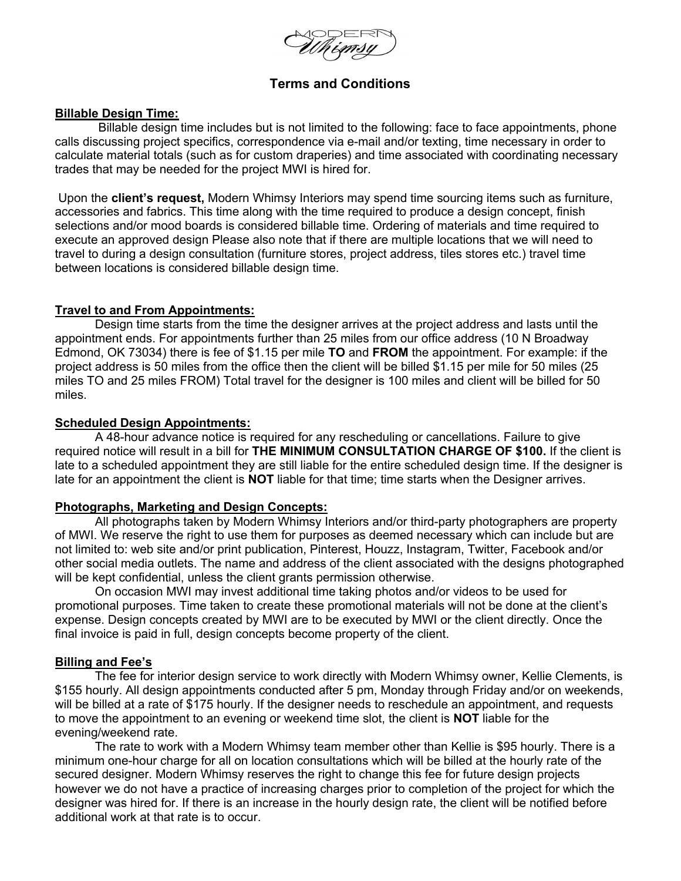# Terms and Conditions

**Billable Design Time:**

Billable design time includes but is not limited to the following: face to face appointments, phone calls discussing project specifics, correspondence via e-mail and/or texting, time necessary in order to calculate material totals (such as for custom draperies) and time associated with coordinating necessary trades that may be needed for the project MWI is hired for.

Upon the **client's request,** Modern Whimsy Interiors may spend time sourcing items such as furniture, accessories and fabrics. This time along with the time required to produce a design concept, finish selections and/or mood boards is considered billable time. Ordering of materials and time required to execute an approved design Please also note that if there are multiple locations that we will need to travel to during a design consultation (furniture stores, project address, tiles stores etc.) travel time between locations is considered billable design time.

**Travel to and From Appointments:**

Design time starts from the time the designer arrives at the project address and lasts until the appointment ends. For appointments further than 25 miles from our office address (10 N Broadway Edmond, OK 73034) there is fee of $1.15 per mile **TO** and **FROM** the appointment. For example: if the project address is 50 miles from the office then the client will be billed $1.15 per mile for 50 miles (25 miles TO and 25 miles FROM) Total travel for the designer is 100 miles and client will be billed for 50 miles.

**Scheduled Design Appointments:**

A 48-hour advance notice is required for any rescheduling or cancellations. Failure to give required notice will result in a bill for **THE MINIMUM CONSULTATION CHARGE OF $100.** If the client is late to a scheduled appointment they are still liable for the entire scheduled design time. If the designer is late for an appointment the client is **NOT** liable for that time; time starts when the Designer arrives.

**Photographs, Marketing and Design Concepts:**

All photographs taken by Modern Whimsy Interiors and/or third-party photographers are property of MWI. We reserve the right to use them for purposes as deemed necessary which can include but are not limited to: web site and/or print publication, Pinterest, Houzz, Instagram, Twitter, Facebook and/or other social media outlets. The name and address of the client associated with the designs photographed will be kept confidential, unless the client grants permission otherwise.

On occasion MWI may invest additional time taking photos and/or videos to be used for promotional purposes. Time taken to create these promotional materials will not be done at the client's expense. Design concepts created by MWI are to be executed by MWI or the client directly. Once the final invoice is paid in full, design concepts become property of the client.

**Billing and Fee's**

The fee for interior design service to work directly with Modern Whimsy owner, Kellie Clements, is $155 hourly. All design appointments conducted after 5 pm, Monday through Friday and/or on weekends, will be billed at a rate of $175 hourly. If the designer needs to reschedule an appointment, and requests to move the appointment to an evening or weekend time slot, the client is **NOT** liable for the evening/weekend rate.

The rate to work with a Modern Whimsy team member other than Kellie is $95 hourly. There is a minimum one-hour charge for all on location consultations which will be billed at the hourly rate of the secured designer. Modern Whimsy reserves the right to change this fee for future design projects however we do not have a practice of increasing charges prior to completion of the project for which the designer was hired for. If there is an increase in the hourly design rate, the client will be notified before additional work at that rate is to occur.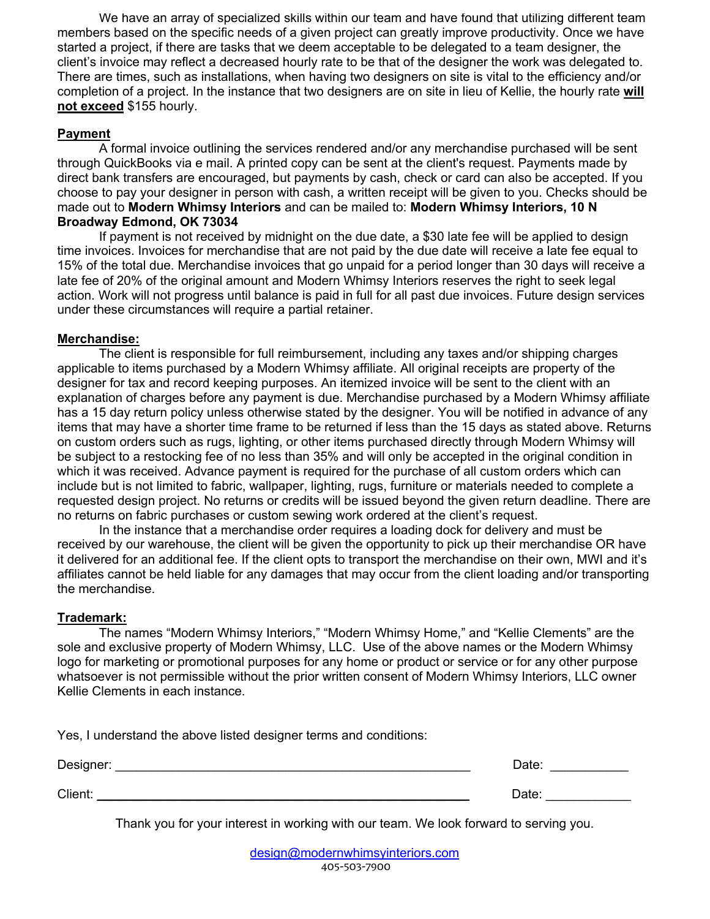We have an array of specialized skills within our team and have found that utilizing different team members based on the specific needs of a given project can greatly improve productivity. Once we have started a project, if there are tasks that we deem acceptable to be delegated to a team designer, the client's invoice may reflect a decreased hourly rate to be that of the designer the work was delegated to. There are times, such as installations, when having two designers on site is vital to the efficiency and/or completion of a project. In the instance that two designers are on site in lieu of Kellie, the hourly rate **will not exceed** $155 hourly.

## Payment

A formal invoice outlining the services rendered and/or any merchandise purchased will be sent through QuickBooks via e mail. A printed copy can be sent at the client's request. Payments made by direct bank transfers are encouraged, but payments by cash, check or card can also be accepted. If you choose to pay your designer in person with cash, a written receipt will be given to you. Checks should be made out to **Modern Whimsy Interiors** and can be mailed to: **Modern Whimsy Interiors, 10 N Broadway Edmond, OK 73034**

If payment is not received by midnight on the due date, a $30 late fee will be applied to design time invoices. Invoices for merchandise that are not paid by the due date will receive a late fee equal to 15% of the total due. Merchandise invoices that go unpaid for a period longer than 30 days will receive a late fee of 20% of the original amount and Modern Whimsy Interiors reserves the right to seek legal action. Work will not progress until balance is paid in full for all past due invoices. Future design services under these circumstances will require a partial retainer.

## Merchandise:

The client is responsible for full reimbursement, including any taxes and/or shipping charges applicable to items purchased by a Modern Whimsy affiliate. All original receipts are property of the designer for tax and record keeping purposes. An itemized invoice will be sent to the client with an explanation of charges before any payment is due. Merchandise purchased by a Modern Whimsy affiliate has a 15 day return policy unless otherwise stated by the designer. You will be notified in advance of any items that may have a shorter time frame to be returned if less than the 15 days as stated above. Returns on custom orders such as rugs, lighting, or other items purchased directly through Modern Whimsy will be subject to a restocking fee of no less than 35% and will only be accepted in the original condition in which it was received. Advance payment is required for the purchase of all custom orders which can include but is not limited to fabric, wallpaper, lighting, rugs, furniture or materials needed to complete a requested design project. No returns or credits will be issued beyond the given return deadline. There are no returns on fabric purchases or custom sewing work ordered at the client's request.

In the instance that a merchandise order requires a loading dock for delivery and must be received by our warehouse, the client will be given the opportunity to pick up their merchandise OR have it delivered for an additional fee. If the client opts to transport the merchandise on their own, MWI and it's affiliates cannot be held liable for any damages that may occur from the client loading and/or transporting the merchandise.

## Trademark:

The names "Modern Whimsy Interiors," "Modern Whimsy Home," and "Kellie Clements" are the sole and exclusive property of Modern Whimsy, LLC. Use of the above names or the Modern Whimsy logo for marketing or promotional purposes for any home or product or service or for any other purpose whatsoever is not permissible without the prior written consent of Modern Whimsy Interiors, LLC owner Kellie Clements in each instance.

Yes, I understand the above listed designer terms and conditions:

Designer: ____________________________________________ Date: ___________

Client: ______________________________________________ Date: ____________

Thank you for your interest in working with our team. We look forward to serving you.

design@modernwhimsyinteriors.com
405-503-7900